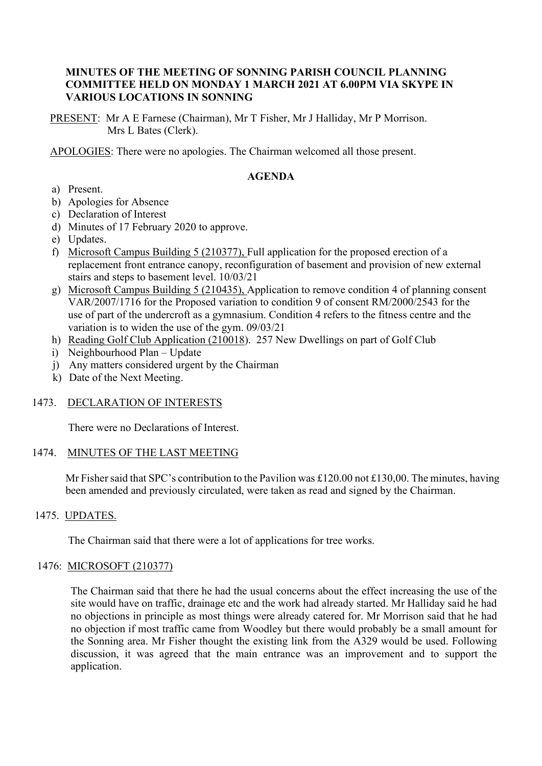**MINUTES OF THE MEETING OF SONNING PARISH COUNCIL PLANNING COMMITTEE HELD ON MONDAY 1 MARCH 2021 AT 6.00PM VIA SKYPE IN VARIOUS LOCATIONS IN SONNING**

PRESENT: Mr A E Farnese (Chairman), Mr T Fisher, Mr J Halliday, Mr P Morrison. Mrs L Bates (Clerk).

APOLOGIES: There were no apologies. The Chairman welcomed all those present.

**AGENDA**

a) Present.
b) Apologies for Absence
c) Declaration of Interest
d) Minutes of 17 February 2020 to approve.
e) Updates.
f) Microsoft Campus Building 5 (210377), Full application for the proposed erection of a replacement front entrance canopy, reconfiguration of basement and provision of new external stairs and steps to basement level. 10/03/21
g) Microsoft Campus Building 5 (210435), Application to remove condition 4 of planning consent VAR/2007/1716 for the Proposed variation to condition 9 of consent RM/2000/2543 for the use of part of the undercroft as a gymnasium. Condition 4 refers to the fitness centre and the variation is to widen the use of the gym. 09/03/21
h) Reading Golf Club Application (210018). 257 New Dwellings on part of Golf Club
i) Neighbourhood Plan – Update
j) Any matters considered urgent by the Chairman
k) Date of the Next Meeting.

1473. DECLARATION OF INTERESTS

There were no Declarations of Interest.

1474. MINUTES OF THE LAST MEETING

Mr Fisher said that SPC's contribution to the Pavilion was £120.00 not £130,00. The minutes, having been amended and previously circulated, were taken as read and signed by the Chairman.

1475. UPDATES.

The Chairman said that there were a lot of applications for tree works.

1476: MICROSOFT (210377)

The Chairman said that there he had the usual concerns about the effect increasing the use of the site would have on traffic, drainage etc and the work had already started. Mr Halliday said he had no objections in principle as most things were already catered for. Mr Morrison said that he had no objection if most traffic came from Woodley but there would probably be a small amount for the Sonning area. Mr Fisher thought the existing link from the A329 would be used. Following discussion, it was agreed that the main entrance was an improvement and to support the application.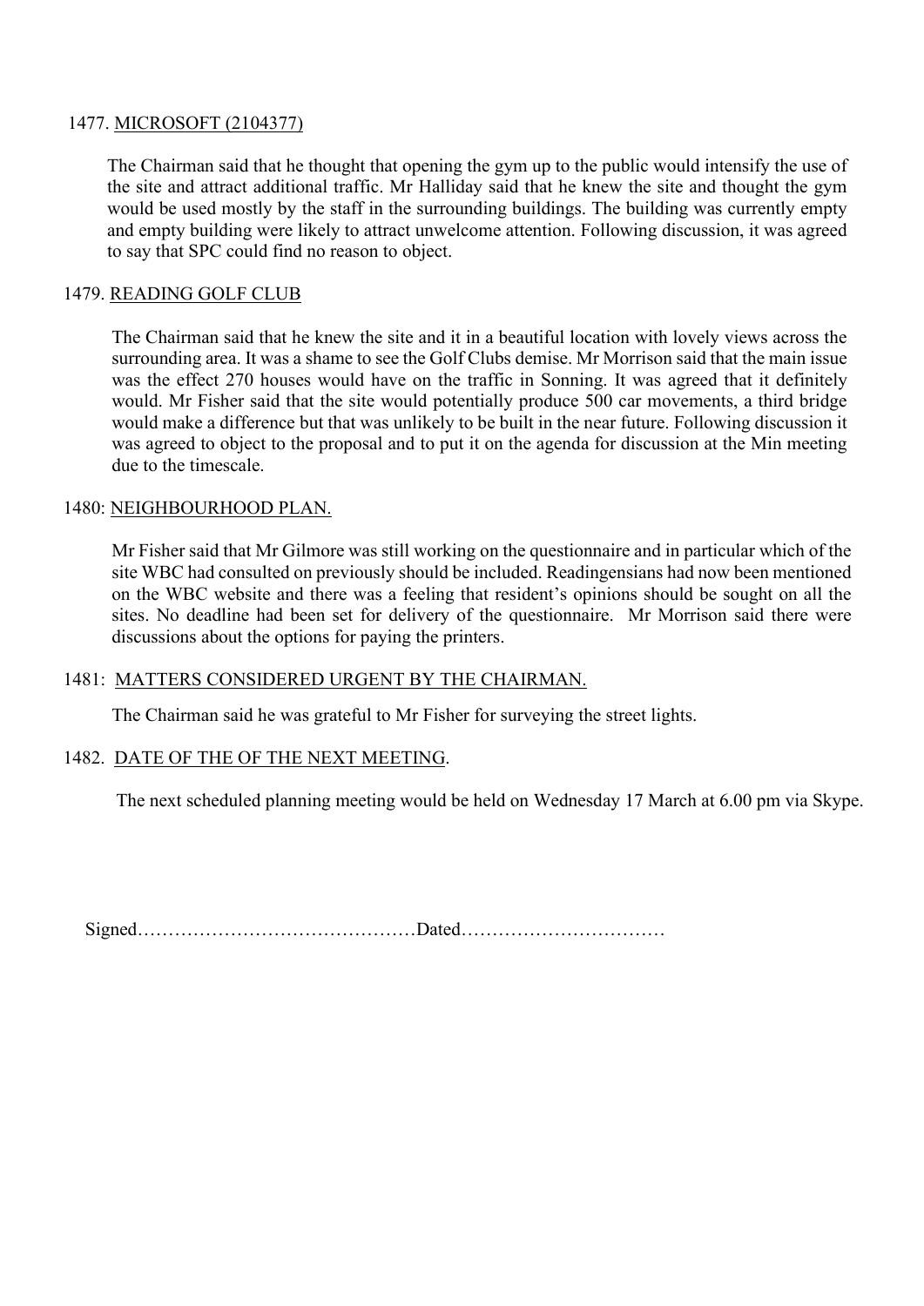1477. <u>MICROSOFT (2104377)</u>

The Chairman said that he thought that opening the gym up to the public would intensify the use of the site and attract additional traffic. Mr Halliday said that he knew the site and thought the gym would be used mostly by the staff in the surrounding buildings. The building was currently empty and empty building were likely to attract unwelcome attention. Following discussion, it was agreed to say that SPC could find no reason to object.

1479. <u>READING GOLF CLUB</u>

The Chairman said that he knew the site and it in a beautiful location with lovely views across the surrounding area. It was a shame to see the Golf Clubs demise. Mr Morrison said that the main issue was the effect 270 houses would have on the traffic in Sonning. It was agreed that it definitely would. Mr Fisher said that the site would potentially produce 500 car movements, a third bridge would make a difference but that was unlikely to be built in the near future. Following discussion it was agreed to object to the proposal and to put it on the agenda for discussion at the Min meeting due to the timescale.

1480: <u>NEIGHBOURHOOD PLAN.</u>

Mr Fisher said that Mr Gilmore was still working on the questionnaire and in particular which of the site WBC had consulted on previously should be included. Readingensians had now been mentioned on the WBC website and there was a feeling that resident's opinions should be sought on all the sites. No deadline had been set for delivery of the questionnaire. Mr Morrison said there were discussions about the options for paying the printers.

1481: <u>MATTERS CONSIDERED URGENT BY THE CHAIRMAN.</u>

The Chairman said he was grateful to Mr Fisher for surveying the street lights.

1482. <u>DATE OF THE OF THE NEXT MEETING</u>.

The next scheduled planning meeting would be held on Wednesday 17 March at 6.00 pm via Skype.

Signed………………………………………Dated……………………………